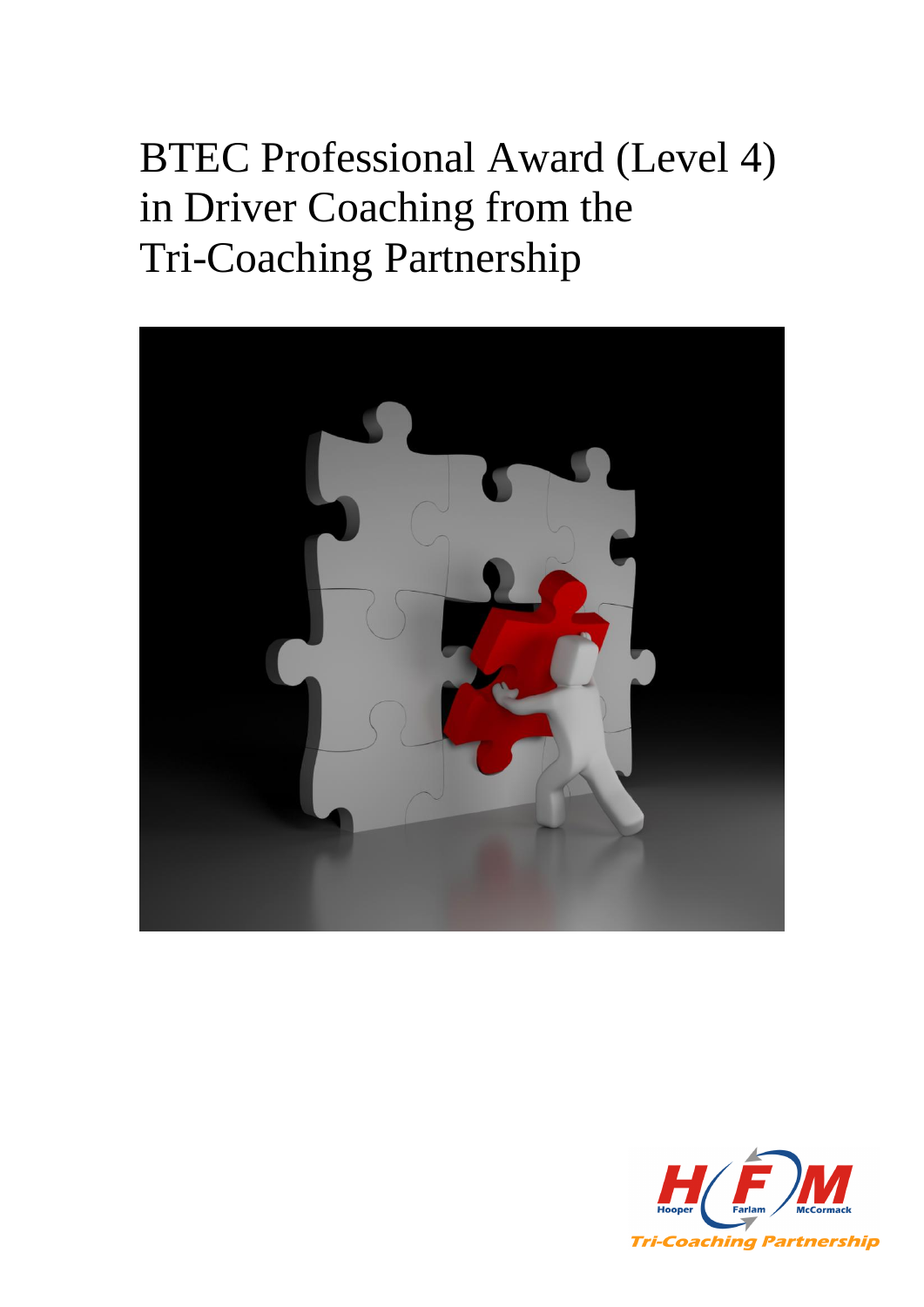# BTEC Professional Award (Level 4) in Driver Coaching from the Tri-Coaching Partnership

Hooper Farlam McCormack

Tri-Coaching Partnership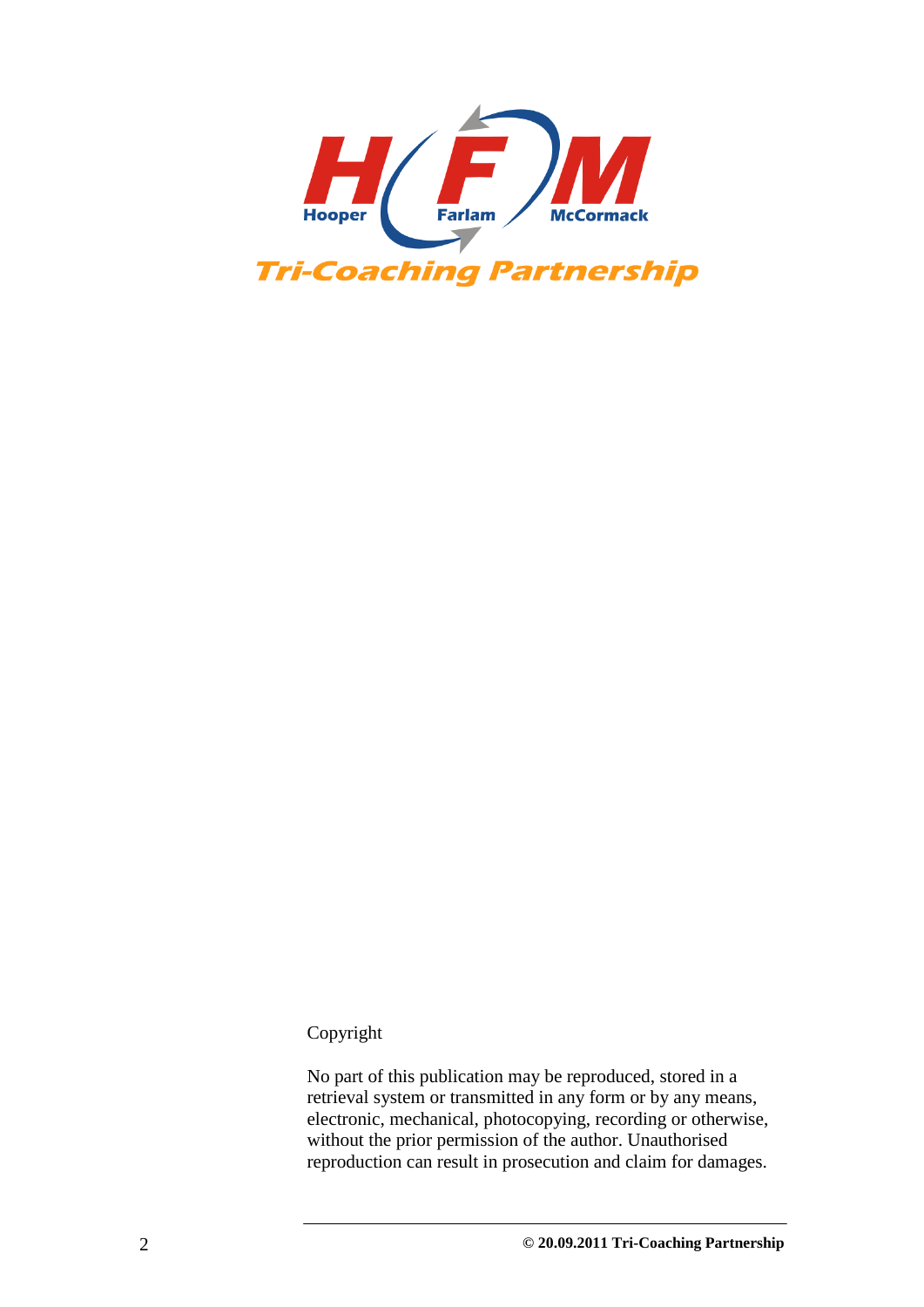HFM

Hooper Farlam McCormack

*Tri-Coaching Partnership*

Copyright

No part of this publication may be reproduced, stored in a retrieval system or transmitted in any form or by any means, electronic, mechanical, photocopying, recording or otherwise, without the prior permission of the author. Unauthorised reproduction can result in prosecution and claim for damages.

**© 20.09.2011 Tri-Coaching Partnership**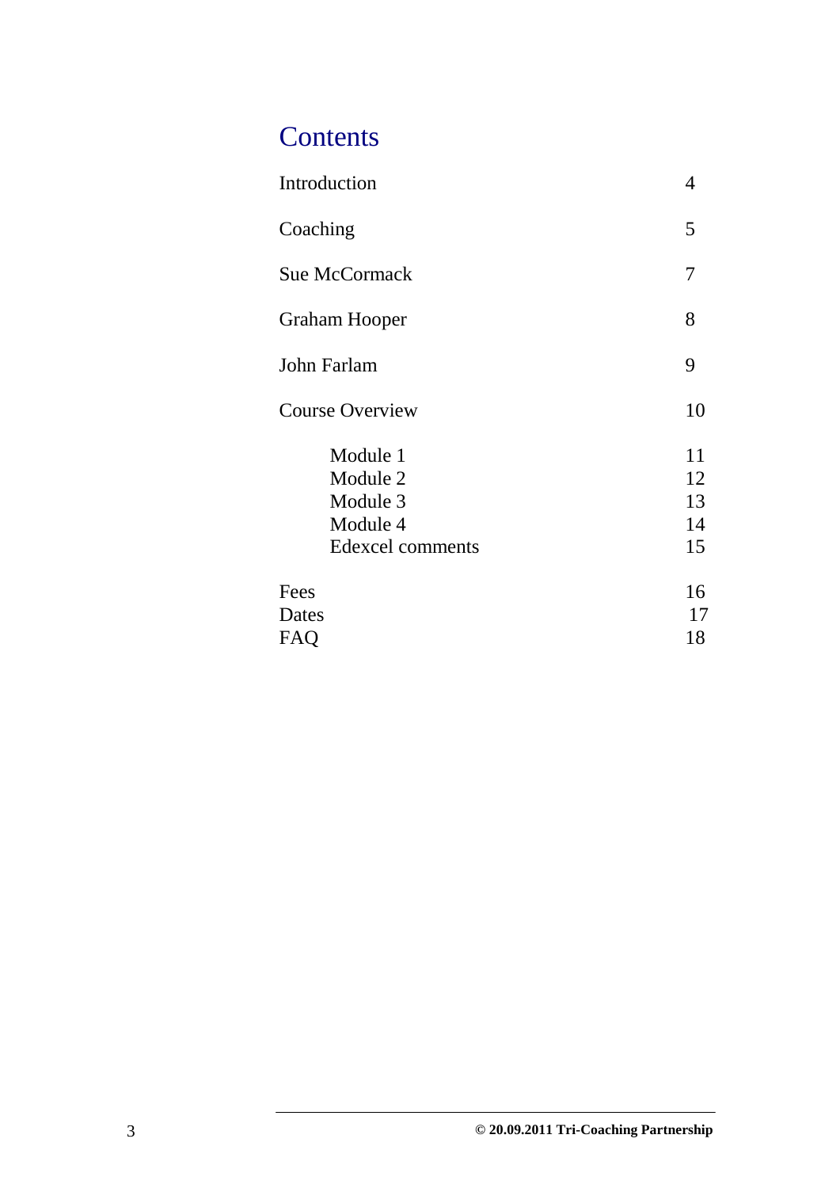# Contents

| | |
|---|---|
| Introduction | 4 |
| Coaching | 5 |
| Sue McCormack | 7 |
| Graham Hooper | 8 |
| John Farlam | 9 |
| Course Overview | 10 |
| Module 1 | 11 |
| Module 2 | 12 |
| Module 3 | 13 |
| Module 4 | 14 |
| Edexcel comments | 15 |
| Fees | 16 |
| Dates | 17 |
| FAQ | 18 |

© 20.09.2011 Tri-Coaching Partnership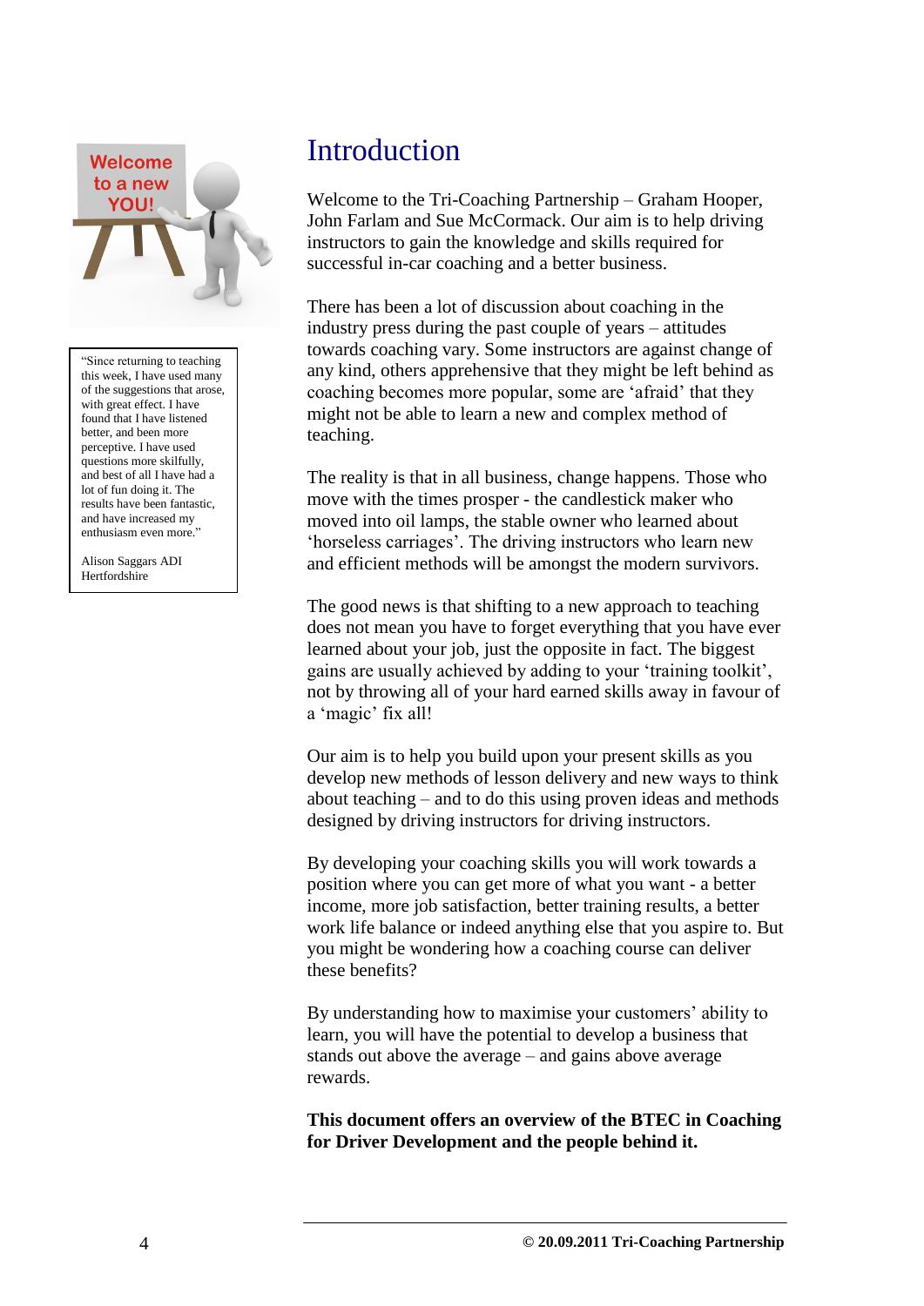# Introduction

Welcome to the Tri-Coaching Partnership – Graham Hooper, John Farlam and Sue McCormack. Our aim is to help driving instructors to gain the knowledge and skills required for successful in-car coaching and a better business.

There has been a lot of discussion about coaching in the industry press during the past couple of years – attitudes towards coaching vary. Some instructors are against change of any kind, others apprehensive that they might be left behind as coaching becomes more popular, some are 'afraid' that they might not be able to learn a new and complex method of teaching.

The reality is that in all business, change happens. Those who move with the times prosper - the candlestick maker who moved into oil lamps, the stable owner who learned about 'horseless carriages'. The driving instructors who learn new and efficient methods will be amongst the modern survivors.

The good news is that shifting to a new approach to teaching does not mean you have to forget everything that you have ever learned about your job, just the opposite in fact. The biggest gains are usually achieved by adding to your 'training toolkit', not by throwing all of your hard earned skills away in favour of a 'magic' fix all!

Our aim is to help you build upon your present skills as you develop new methods of lesson delivery and new ways to think about teaching – and to do this using proven ideas and methods designed by driving instructors for driving instructors.

By developing your coaching skills you will work towards a position where you can get more of what you want - a better income, more job satisfaction, better training results, a better work life balance or indeed anything else that you aspire to. But you might be wondering how a coaching course can deliver these benefits?

By understanding how to maximise your customers' ability to learn, you will have the potential to develop a business that stands out above the average – and gains above average rewards.

**This document offers an overview of the BTEC in Coaching for Driver Development and the people behind it.**

> "Since returning to teaching this week, I have used many of the suggestions that arose, with great effect. I have found that I have listened better, and been more perceptive. I have used questions more skilfully, and best of all I have had a lot of fun doing it. The results have been fantastic, and have increased my enthusiasm even more."
>
> Alison Saggars ADI
> Hertfordshire

© 20.09.2011 Tri-Coaching Partnership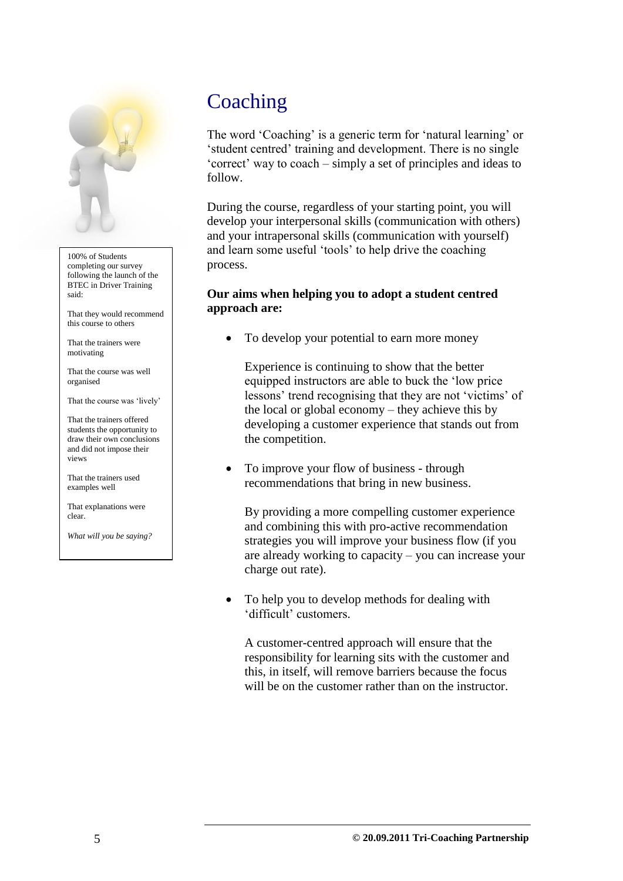# Coaching

The word 'Coaching' is a generic term for 'natural learning' or 'student centred' training and development. There is no single 'correct' way to coach – simply a set of principles and ideas to follow.

During the course, regardless of your starting point, you will develop your interpersonal skills (communication with others) and your intrapersonal skills (communication with yourself) and learn some useful 'tools' to help drive the coaching process.

**Our aims when helping you to adopt a student centred approach are:**

- To develop your potential to earn more money

  Experience is continuing to show that the better equipped instructors are able to buck the 'low price lessons' trend recognising that they are not 'victims' of the local or global economy – they achieve this by developing a customer experience that stands out from the competition.

- To improve your flow of business - through recommendations that bring in new business.

  By providing a more compelling customer experience and combining this with pro-active recommendation strategies you will improve your business flow (if you are already working to capacity – you can increase your charge out rate).

- To help you to develop methods for dealing with 'difficult' customers.

  A customer-centred approach will ensure that the responsibility for learning sits with the customer and this, in itself, will remove barriers because the focus will be on the customer rather than on the instructor.

---

100% of Students completing our survey following the launch of the BTEC in Driver Training said:

That they would recommend this course to others

That the trainers were motivating

That the course was well organised

That the course was 'lively'

That the trainers offered students the opportunity to draw their own conclusions and did not impose their views

That the trainers used examples well

That explanations were clear.

*What will you be saying?*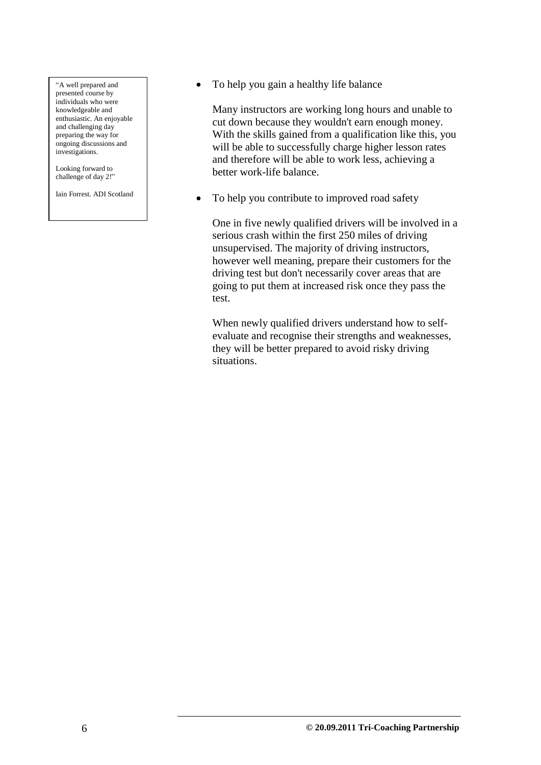> "A well prepared and presented course by individuals who were knowledgeable and enthusiastic. An enjoyable and challenging day preparing the way for ongoing discussions and investigations.
>
> Looking forward to challenge of day 2!"
>
> Iain Forrest. ADI Scotland

- To help you gain a healthy life balance

  Many instructors are working long hours and unable to cut down because they wouldn't earn enough money. With the skills gained from a qualification like this, you will be able to successfully charge higher lesson rates and therefore will be able to work less, achieving a better work-life balance.

- To help you contribute to improved road safety

  One in five newly qualified drivers will be involved in a serious crash within the first 250 miles of driving unsupervised. The majority of driving instructors, however well meaning, prepare their customers for the driving test but don't necessarily cover areas that are going to put them at increased risk once they pass the test.

  When newly qualified drivers understand how to self-evaluate and recognise their strengths and weaknesses, they will be better prepared to avoid risky driving situations.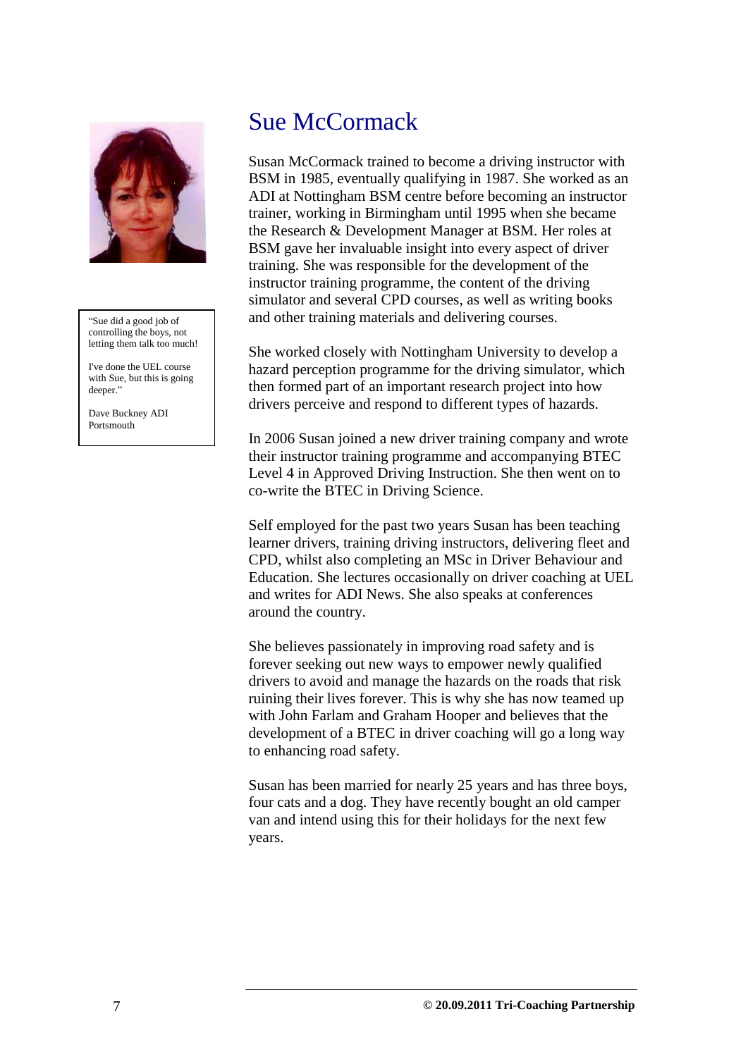# Sue McCormack

> "Sue did a good job of controlling the boys, not letting them talk too much!
>
> I've done the UEL course with Sue, but this is going deeper."
>
> Dave Buckney ADI Portsmouth

Susan McCormack trained to become a driving instructor with BSM in 1985, eventually qualifying in 1987. She worked as an ADI at Nottingham BSM centre before becoming an instructor trainer, working in Birmingham until 1995 when she became the Research & Development Manager at BSM. Her roles at BSM gave her invaluable insight into every aspect of driver training. She was responsible for the development of the instructor training programme, the content of the driving simulator and several CPD courses, as well as writing books and other training materials and delivering courses.

She worked closely with Nottingham University to develop a hazard perception programme for the driving simulator, which then formed part of an important research project into how drivers perceive and respond to different types of hazards.

In 2006 Susan joined a new driver training company and wrote their instructor training programme and accompanying BTEC Level 4 in Approved Driving Instruction. She then went on to co-write the BTEC in Driving Science.

Self employed for the past two years Susan has been teaching learner drivers, training driving instructors, delivering fleet and CPD, whilst also completing an MSc in Driver Behaviour and Education. She lectures occasionally on driver coaching at UEL and writes for ADI News. She also speaks at conferences around the country.

She believes passionately in improving road safety and is forever seeking out new ways to empower newly qualified drivers to avoid and manage the hazards on the roads that risk ruining their lives forever. This is why she has now teamed up with John Farlam and Graham Hooper and believes that the development of a BTEC in driver coaching will go a long way to enhancing road safety.

Susan has been married for nearly 25 years and has three boys, four cats and a dog. They have recently bought an old camper van and intend using this for their holidays for the next few years.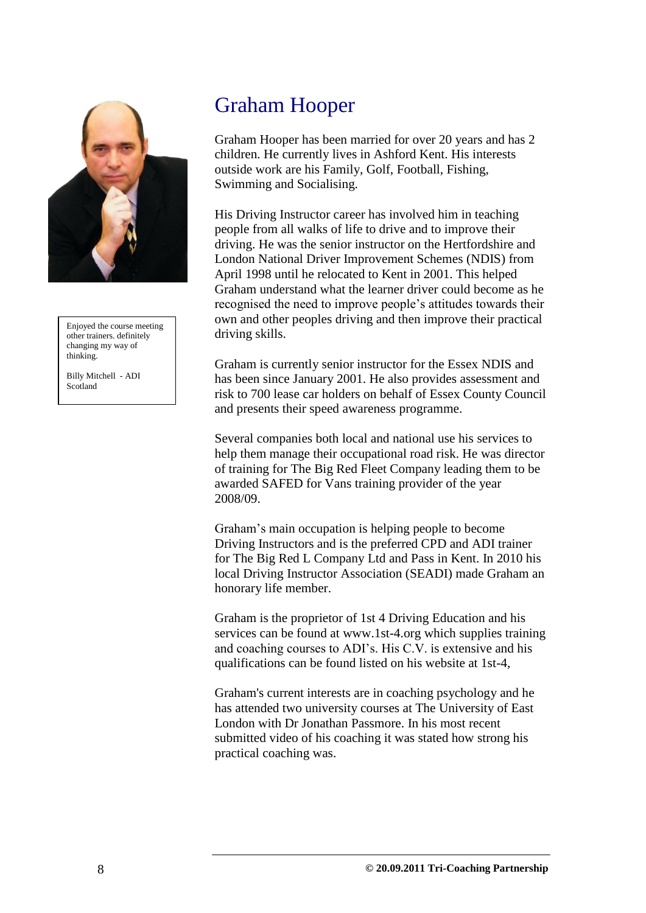# Graham Hooper

Enjoyed the course meeting other trainers. definitely changing my way of thinking.

Billy Mitchell - ADI Scotland

Graham Hooper has been married for over 20 years and has 2 children. He currently lives in Ashford Kent. His interests outside work are his Family, Golf, Football, Fishing, Swimming and Socialising.

His Driving Instructor career has involved him in teaching people from all walks of life to drive and to improve their driving. He was the senior instructor on the Hertfordshire and London National Driver Improvement Schemes (NDIS) from April 1998 until he relocated to Kent in 2001. This helped Graham understand what the learner driver could become as he recognised the need to improve people's attitudes towards their own and other peoples driving and then improve their practical driving skills.

Graham is currently senior instructor for the Essex NDIS and has been since January 2001. He also provides assessment and risk to 700 lease car holders on behalf of Essex County Council and presents their speed awareness programme.

Several companies both local and national use his services to help them manage their occupational road risk. He was director of training for The Big Red Fleet Company leading them to be awarded SAFED for Vans training provider of the year 2008/09.

Graham's main occupation is helping people to become Driving Instructors and is the preferred CPD and ADI trainer for The Big Red L Company Ltd and Pass in Kent. In 2010 his local Driving Instructor Association (SEADI) made Graham an honorary life member.

Graham is the proprietor of 1st 4 Driving Education and his services can be found at www.1st-4.org which supplies training and coaching courses to ADI's. His C.V. is extensive and his qualifications can be found listed on his website at 1st-4,

Graham's current interests are in coaching psychology and he has attended two university courses at The University of East London with Dr Jonathan Passmore. In his most recent submitted video of his coaching it was stated how strong his practical coaching was.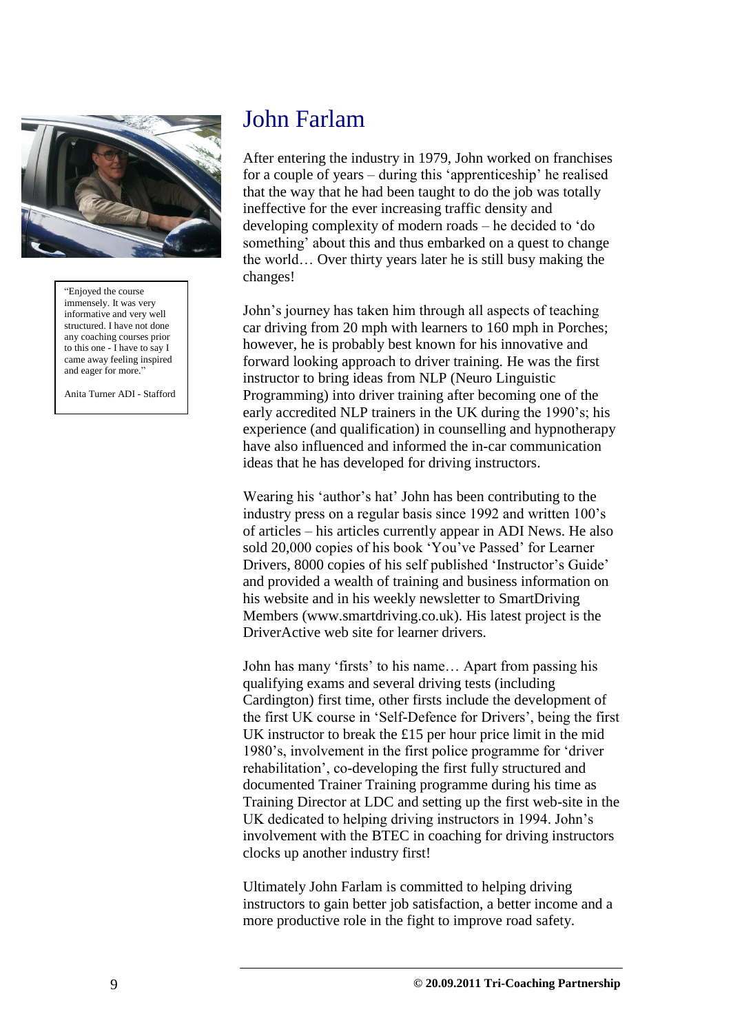# John Farlam

> "Enjoyed the course immensely. It was very informative and very well structured. I have not done any coaching courses prior to this one - I have to say I came away feeling inspired and eager for more."
>
> Anita Turner ADI - Stafford

After entering the industry in 1979, John worked on franchises for a couple of years – during this 'apprenticeship' he realised that the way that he had been taught to do the job was totally ineffective for the ever increasing traffic density and developing complexity of modern roads – he decided to 'do something' about this and thus embarked on a quest to change the world… Over thirty years later he is still busy making the changes!

John's journey has taken him through all aspects of teaching car driving from 20 mph with learners to 160 mph in Porches; however, he is probably best known for his innovative and forward looking approach to driver training. He was the first instructor to bring ideas from NLP (Neuro Linguistic Programming) into driver training after becoming one of the early accredited NLP trainers in the UK during the 1990's; his experience (and qualification) in counselling and hypnotherapy have also influenced and informed the in-car communication ideas that he has developed for driving instructors.

Wearing his 'author's hat' John has been contributing to the industry press on a regular basis since 1992 and written 100's of articles – his articles currently appear in ADI News. He also sold 20,000 copies of his book 'You've Passed' for Learner Drivers, 8000 copies of his self published 'Instructor's Guide' and provided a wealth of training and business information on his website and in his weekly newsletter to SmartDriving Members (www.smartdriving.co.uk). His latest project is the DriverActive web site for learner drivers.

John has many 'firsts' to his name… Apart from passing his qualifying exams and several driving tests (including Cardington) first time, other firsts include the development of the first UK course in 'Self-Defence for Drivers', being the first UK instructor to break the £15 per hour price limit in the mid 1980's, involvement in the first police programme for 'driver rehabilitation', co-developing the first fully structured and documented Trainer Training programme during his time as Training Director at LDC and setting up the first web-site in the UK dedicated to helping driving instructors in 1994. John's involvement with the BTEC in coaching for driving instructors clocks up another industry first!

Ultimately John Farlam is committed to helping driving instructors to gain better job satisfaction, a better income and a more productive role in the fight to improve road safety.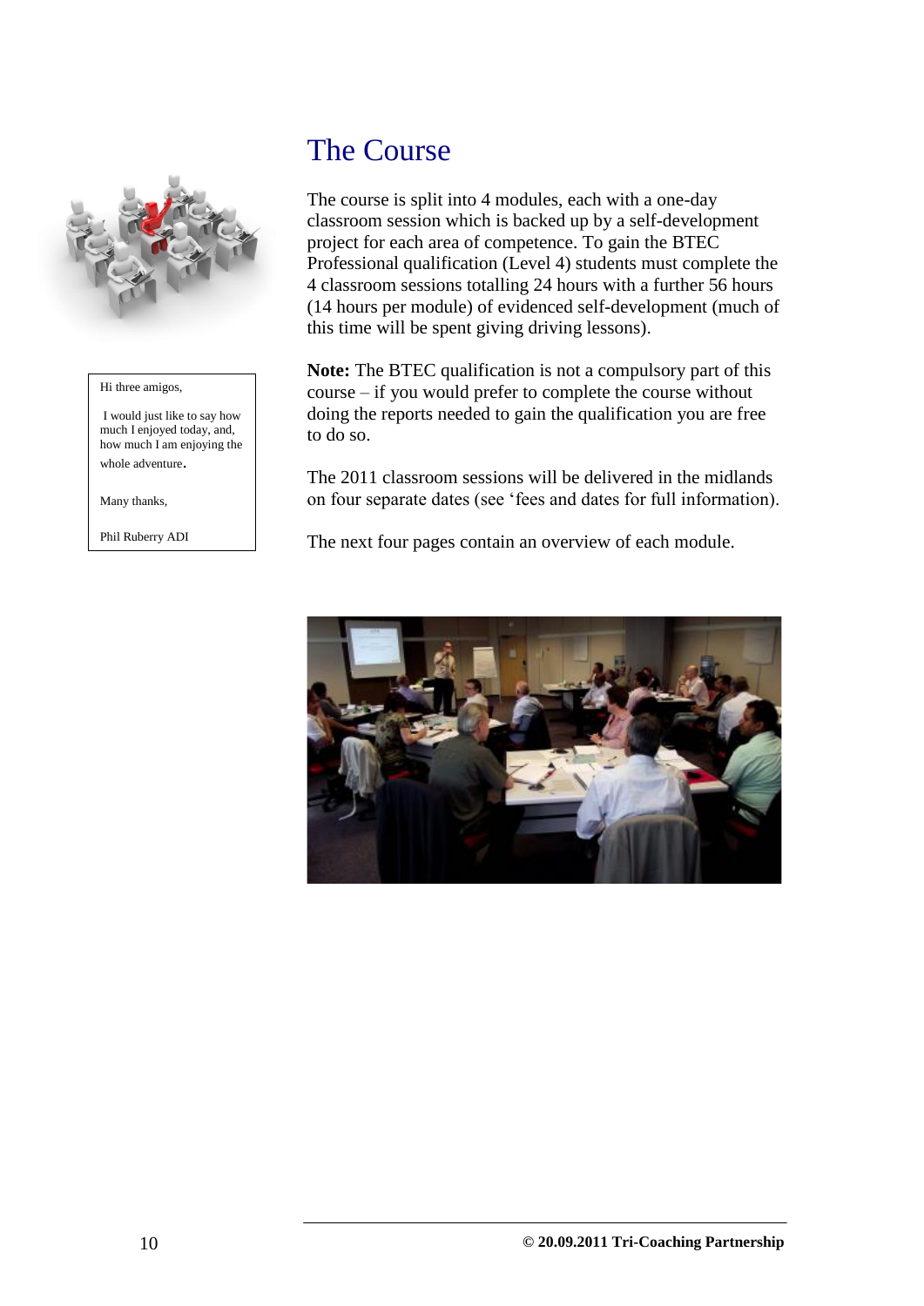# The Course

The course is split into 4 modules, each with a one-day classroom session which is backed up by a self-development project for each area of competence. To gain the BTEC Professional qualification (Level 4) students must complete the 4 classroom sessions totalling 24 hours with a further 56 hours (14 hours per module) of evidenced self-development (much of this time will be spent giving driving lessons).

**Note:** The BTEC qualification is not a compulsory part of this course – if you would prefer to complete the course without doing the reports needed to gain the qualification you are free to do so.

The 2011 classroom sessions will be delivered in the midlands on four separate dates (see 'fees and dates for full information).

The next four pages contain an overview of each module.

> Hi three amigos,
>
> I would just like to say how much I enjoyed today, and, how much I am enjoying the whole adventure.
>
> Many thanks,
>
> Phil Ruberry ADI

© 20.09.2011 Tri-Coaching Partnership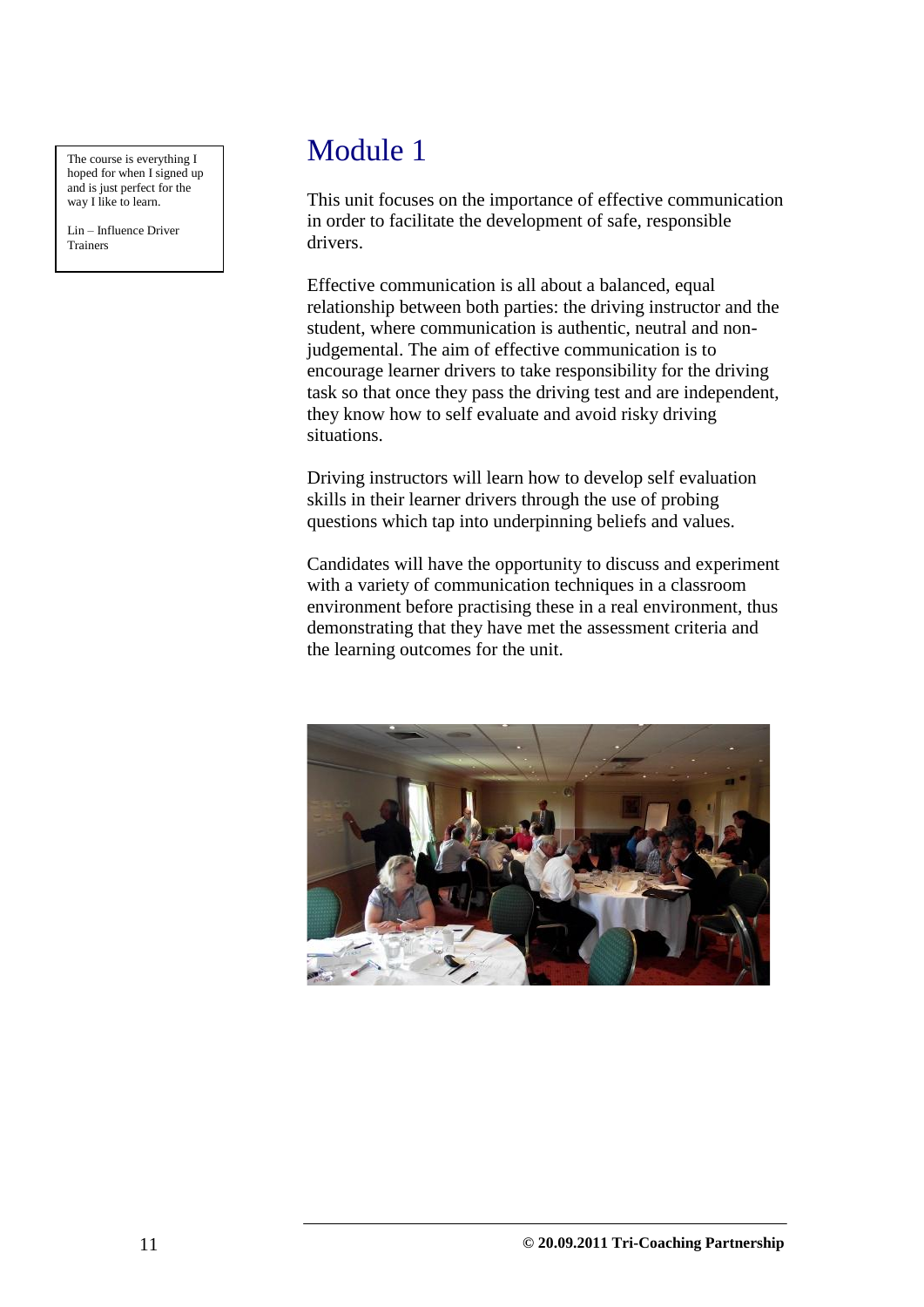> The course is everything I hoped for when I signed up and is just perfect for the way I like to learn.
>
> Lin – Influence Driver Trainers

# Module 1

This unit focuses on the importance of effective communication in order to facilitate the development of safe, responsible drivers.

Effective communication is all about a balanced, equal relationship between both parties: the driving instructor and the student, where communication is authentic, neutral and non-judgemental. The aim of effective communication is to encourage learner drivers to take responsibility for the driving task so that once they pass the driving test and are independent, they know how to self evaluate and avoid risky driving situations.

Driving instructors will learn how to develop self evaluation skills in their learner drivers through the use of probing questions which tap into underpinning beliefs and values.

Candidates will have the opportunity to discuss and experiment with a variety of communication techniques in a classroom environment before practising these in a real environment, thus demonstrating that they have met the assessment criteria and the learning outcomes for the unit.

© 20.09.2011 Tri-Coaching Partnership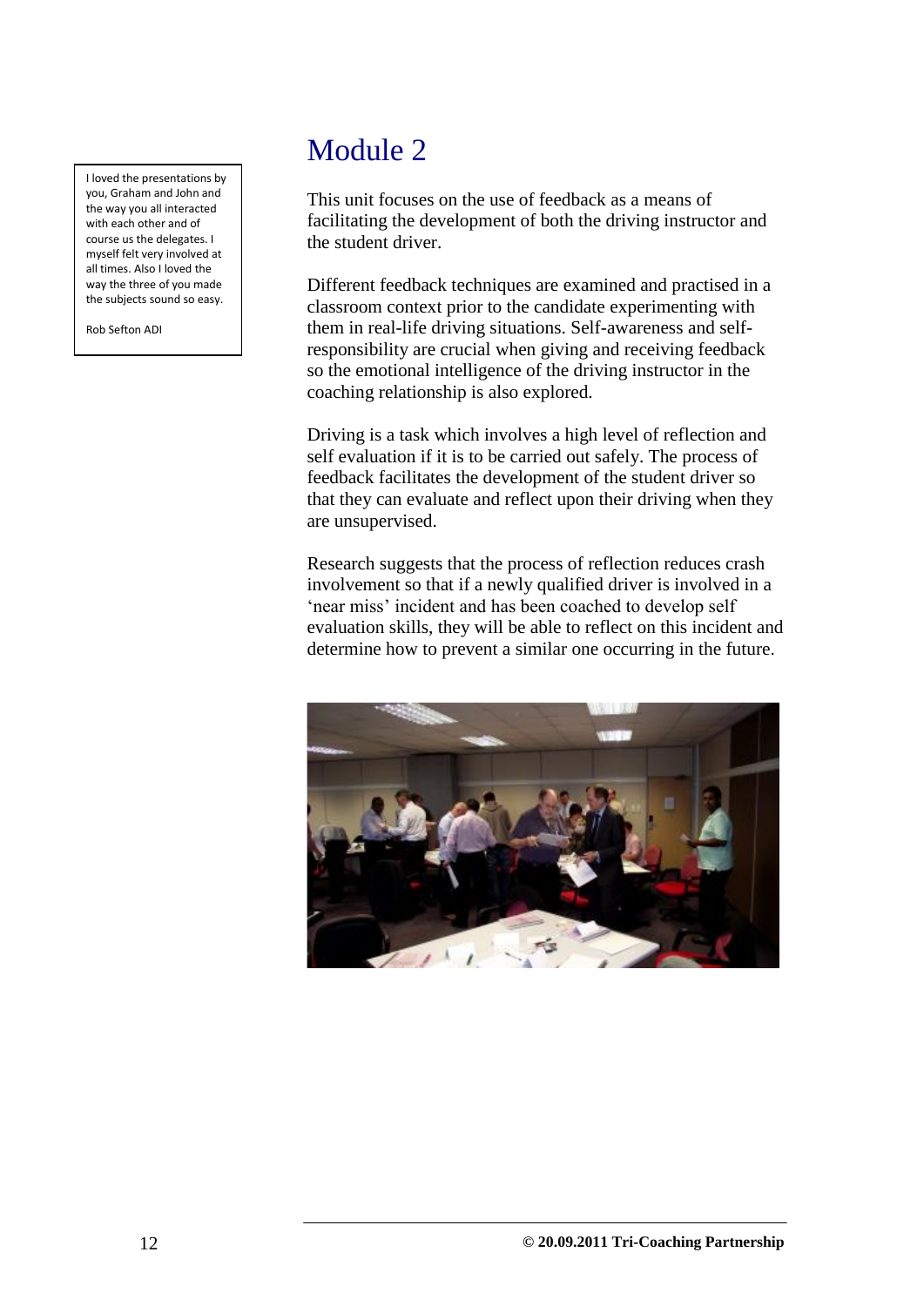> I loved the presentations by you, Graham and John and the way you all interacted with each other and of course us the delegates. I myself felt very involved at all times. Also I loved the way the three of you made the subjects sound so easy.
>
> Rob Sefton ADI

# Module 2

This unit focuses on the use of feedback as a means of facilitating the development of both the driving instructor and the student driver.

Different feedback techniques are examined and practised in a classroom context prior to the candidate experimenting with them in real-life driving situations. Self-awareness and self-responsibility are crucial when giving and receiving feedback so the emotional intelligence of the driving instructor in the coaching relationship is also explored.

Driving is a task which involves a high level of reflection and self evaluation if it is to be carried out safely. The process of feedback facilitates the development of the student driver so that they can evaluate and reflect upon their driving when they are unsupervised.

Research suggests that the process of reflection reduces crash involvement so that if a newly qualified driver is involved in a 'near miss' incident and has been coached to develop self evaluation skills, they will be able to reflect on this incident and determine how to prevent a similar one occurring in the future.

**© 20.09.2011 Tri-Coaching Partnership**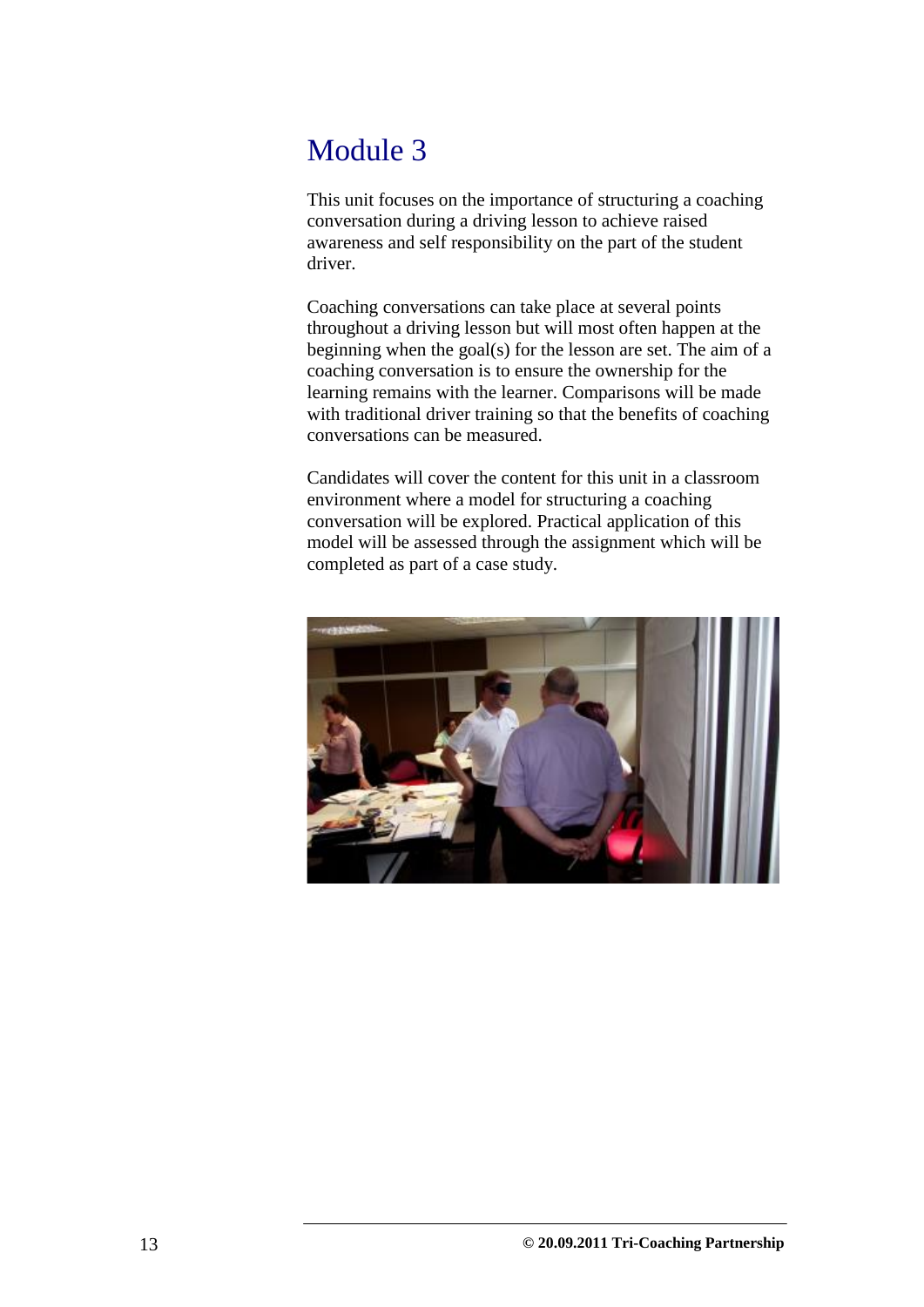# Module 3

This unit focuses on the importance of structuring a coaching conversation during a driving lesson to achieve raised awareness and self responsibility on the part of the student driver.

Coaching conversations can take place at several points throughout a driving lesson but will most often happen at the beginning when the goal(s) for the lesson are set. The aim of a coaching conversation is to ensure the ownership for the learning remains with the learner. Comparisons will be made with traditional driver training so that the benefits of coaching conversations can be measured.

Candidates will cover the content for this unit in a classroom environment where a model for structuring a coaching conversation will be explored. Practical application of this model will be assessed through the assignment which will be completed as part of a case study.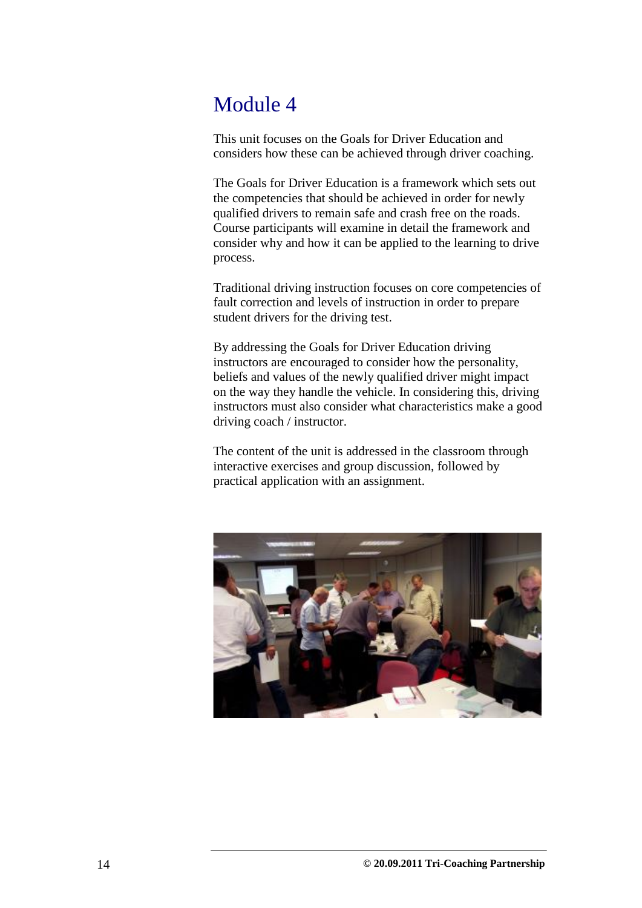# Module 4

This unit focuses on the Goals for Driver Education and considers how these can be achieved through driver coaching.

The Goals for Driver Education is a framework which sets out the competencies that should be achieved in order for newly qualified drivers to remain safe and crash free on the roads. Course participants will examine in detail the framework and consider why and how it can be applied to the learning to drive process.

Traditional driving instruction focuses on core competencies of fault correction and levels of instruction in order to prepare student drivers for the driving test.

By addressing the Goals for Driver Education driving instructors are encouraged to consider how the personality, beliefs and values of the newly qualified driver might impact on the way they handle the vehicle. In considering this, driving instructors must also consider what characteristics make a good driving coach / instructor.

The content of the unit is addressed in the classroom through interactive exercises and group discussion, followed by practical application with an assignment.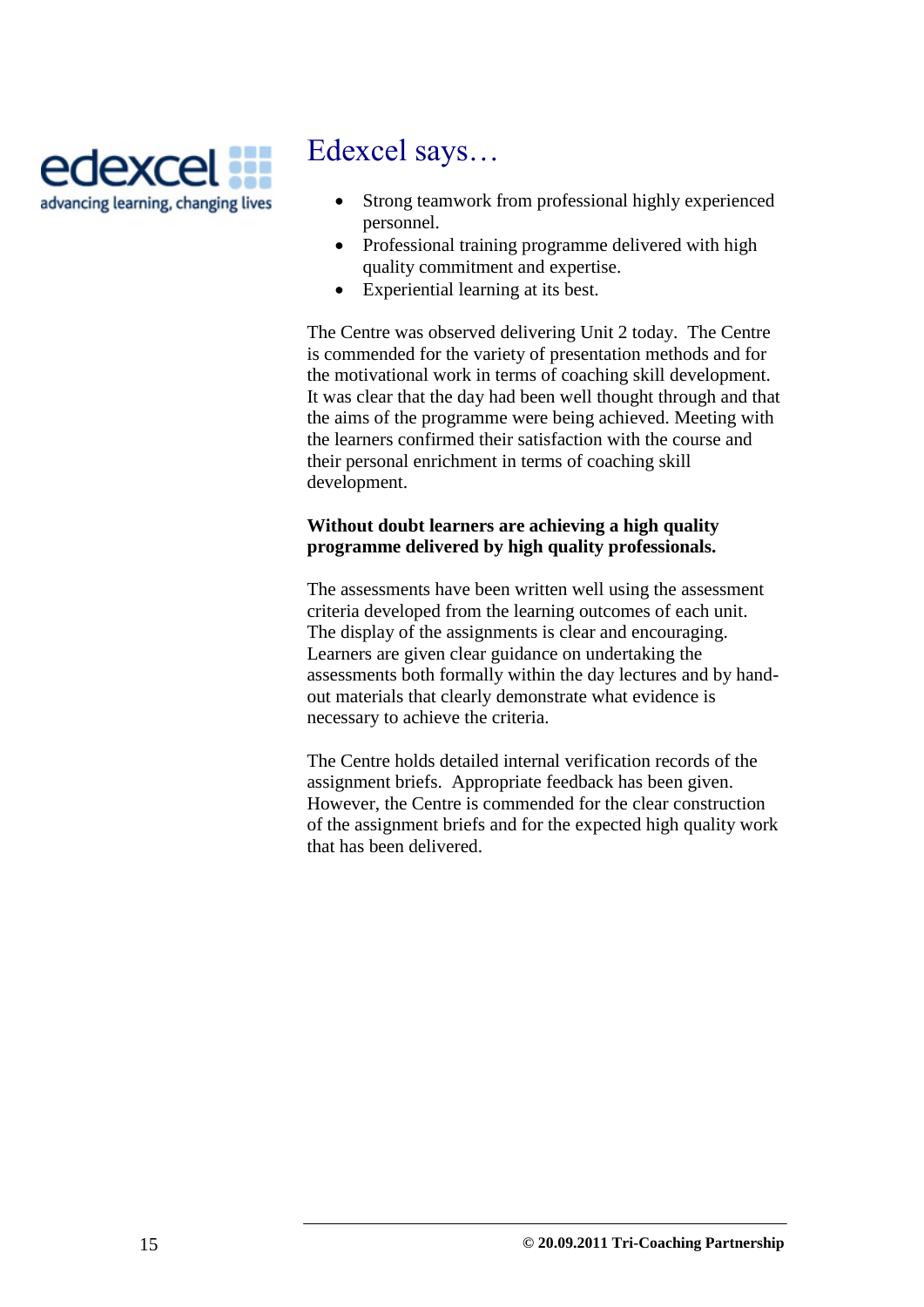edexcel
advancing learning, changing lives

# Edexcel says…

- Strong teamwork from professional highly experienced personnel.
- Professional training programme delivered with high quality commitment and expertise.
- Experiential learning at its best.

The Centre was observed delivering Unit 2 today. The Centre is commended for the variety of presentation methods and for the motivational work in terms of coaching skill development. It was clear that the day had been well thought through and that the aims of the programme were being achieved. Meeting with the learners confirmed their satisfaction with the course and their personal enrichment in terms of coaching skill development.

**Without doubt learners are achieving a high quality programme delivered by high quality professionals.**

The assessments have been written well using the assessment criteria developed from the learning outcomes of each unit. The display of the assignments is clear and encouraging. Learners are given clear guidance on undertaking the assessments both formally within the day lectures and by hand-out materials that clearly demonstrate what evidence is necessary to achieve the criteria.

The Centre holds detailed internal verification records of the assignment briefs. Appropriate feedback has been given. However, the Centre is commended for the clear construction of the assignment briefs and for the expected high quality work that has been delivered.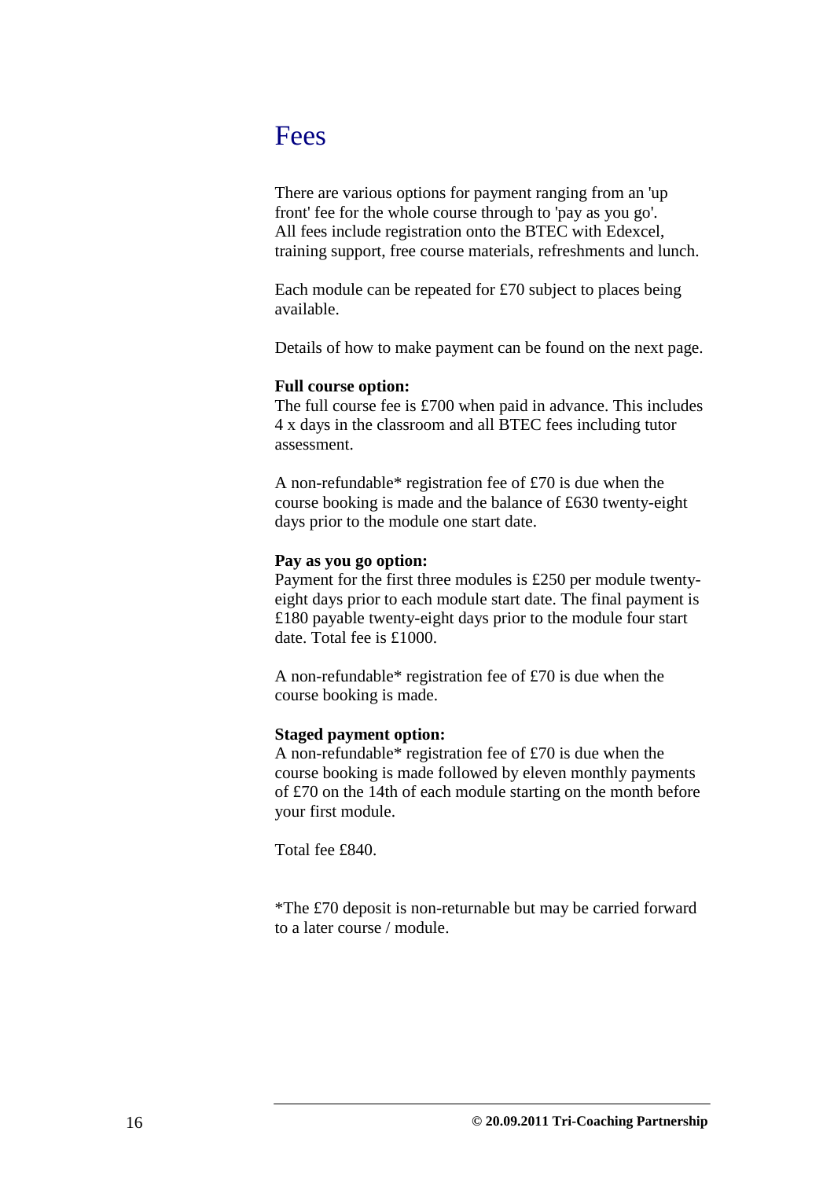# Fees

There are various options for payment ranging from an 'up front' fee for the whole course through to 'pay as you go'. All fees include registration onto the BTEC with Edexcel, training support, free course materials, refreshments and lunch.

Each module can be repeated for £70 subject to places being available.

Details of how to make payment can be found on the next page.

**Full course option:**
The full course fee is £700 when paid in advance. This includes 4 x days in the classroom and all BTEC fees including tutor assessment.

A non-refundable* registration fee of £70 is due when the course booking is made and the balance of £630 twenty-eight days prior to the module one start date.

**Pay as you go option:**
Payment for the first three modules is £250 per module twenty-eight days prior to each module start date. The final payment is £180 payable twenty-eight days prior to the module four start date. Total fee is £1000.

A non-refundable* registration fee of £70 is due when the course booking is made.

**Staged payment option:**
A non-refundable* registration fee of £70 is due when the course booking is made followed by eleven monthly payments of £70 on the 14th of each module starting on the month before your first module.

Total fee £840.

*The £70 deposit is non-returnable but may be carried forward to a later course / module.

© 20.09.2011 Tri-Coaching Partnership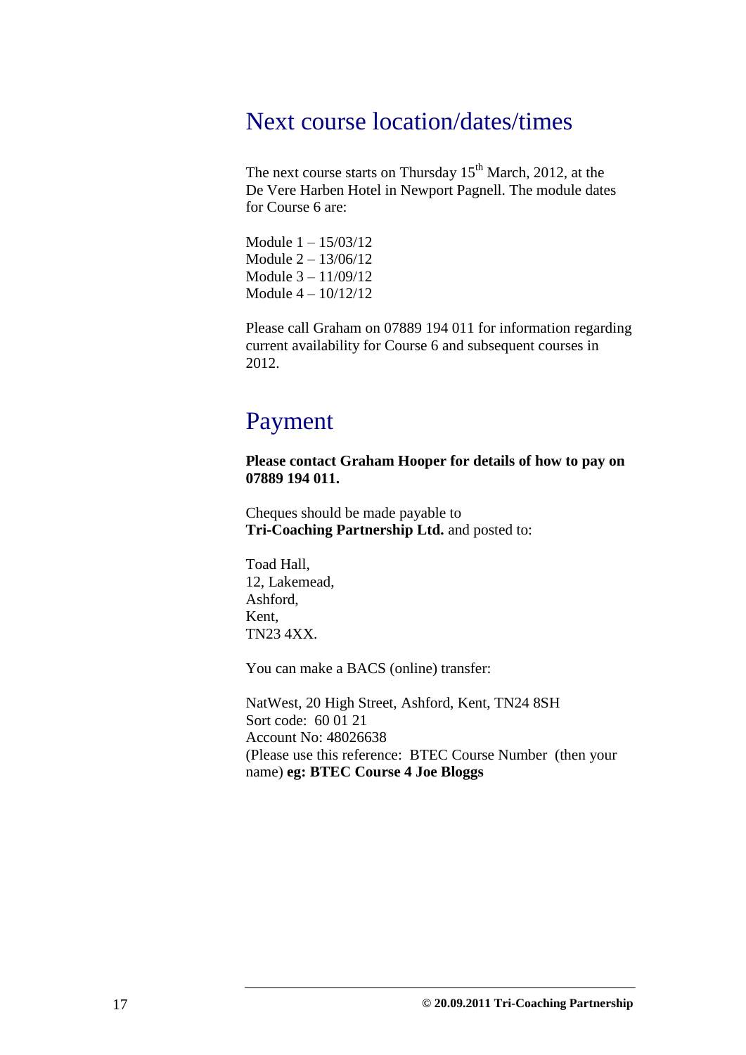## Next course location/dates/times

The next course starts on Thursday 15th March, 2012, at the De Vere Harben Hotel in Newport Pagnell. The module dates for Course 6 are:

Module 1 – 15/03/12  
Module 2 – 13/06/12  
Module 3 – 11/09/12  
Module 4 – 10/12/12

Please call Graham on 07889 194 011 for information regarding current availability for Course 6 and subsequent courses in 2012.

## Payment

**Please contact Graham Hooper for details of how to pay on 07889 194 011.**

Cheques should be made payable to  
**Tri-Coaching Partnership Ltd.** and posted to:

Toad Hall,  
12, Lakemead,  
Ashford,  
Kent,  
TN23 4XX.

You can make a BACS (online) transfer:

NatWest, 20 High Street, Ashford, Kent, TN24 8SH  
Sort code: 60 01 21  
Account No: 48026638  
(Please use this reference: BTEC Course Number (then your name) **eg: BTEC Course 4 Joe Bloggs**

© 20.09.2011 Tri-Coaching Partnership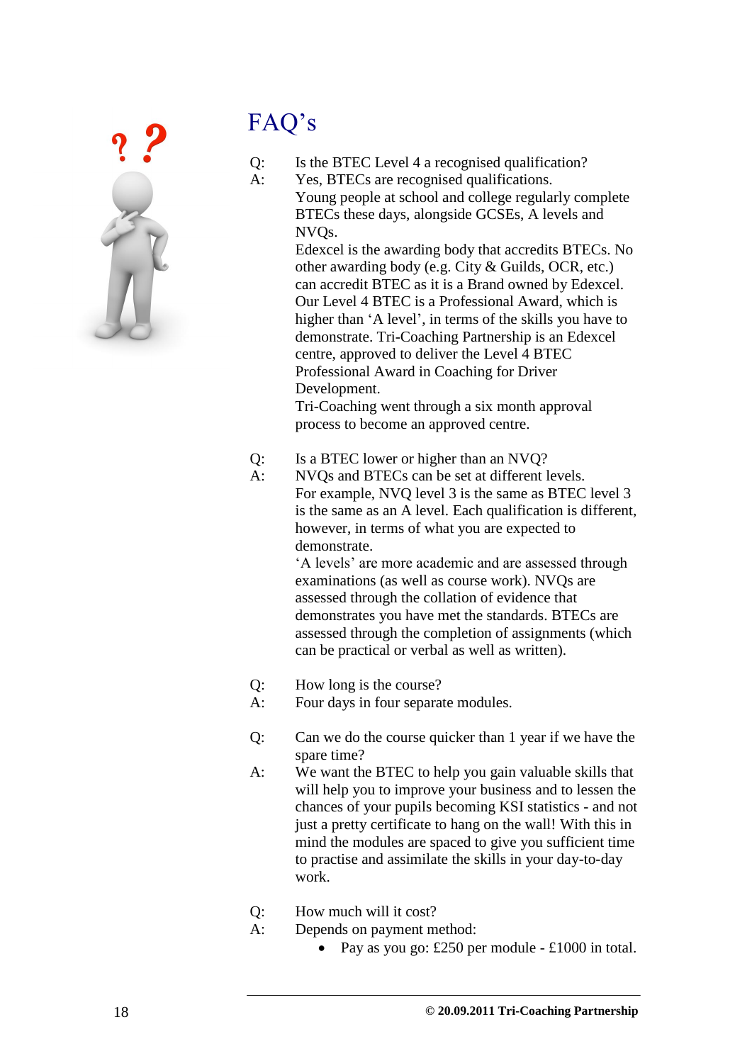# FAQ's

Q: Is the BTEC Level 4 a recognised qualification?

A: Yes, BTECs are recognised qualifications.
Young people at school and college regularly complete BTECs these days, alongside GCSEs, A levels and NVQs.
Edexcel is the awarding body that accredits BTECs. No other awarding body (e.g. City & Guilds, OCR, etc.) can accredit BTEC as it is a Brand owned by Edexcel.
Our Level 4 BTEC is a Professional Award, which is higher than 'A level', in terms of the skills you have to demonstrate. Tri-Coaching Partnership is an Edexcel centre, approved to deliver the Level 4 BTEC Professional Award in Coaching for Driver Development.
Tri-Coaching went through a six month approval process to become an approved centre.

Q: Is a BTEC lower or higher than an NVQ?

A: NVQs and BTECs can be set at different levels.
For example, NVQ level 3 is the same as BTEC level 3 is the same as an A level. Each qualification is different, however, in terms of what you are expected to demonstrate.
'A levels' are more academic and are assessed through examinations (as well as course work). NVQs are assessed through the collation of evidence that demonstrates you have met the standards. BTECs are assessed through the completion of assignments (which can be practical or verbal as well as written).

Q: How long is the course?

A: Four days in four separate modules.

Q: Can we do the course quicker than 1 year if we have the spare time?

A: We want the BTEC to help you gain valuable skills that will help you to improve your business and to lessen the chances of your pupils becoming KSI statistics - and not just a pretty certificate to hang on the wall! With this in mind the modules are spaced to give you sufficient time to practise and assimilate the skills in your day-to-day work.

Q: How much will it cost?

A: Depends on payment method:

- Pay as you go: £250 per module - £1000 in total.

© 20.09.2011 Tri-Coaching Partnership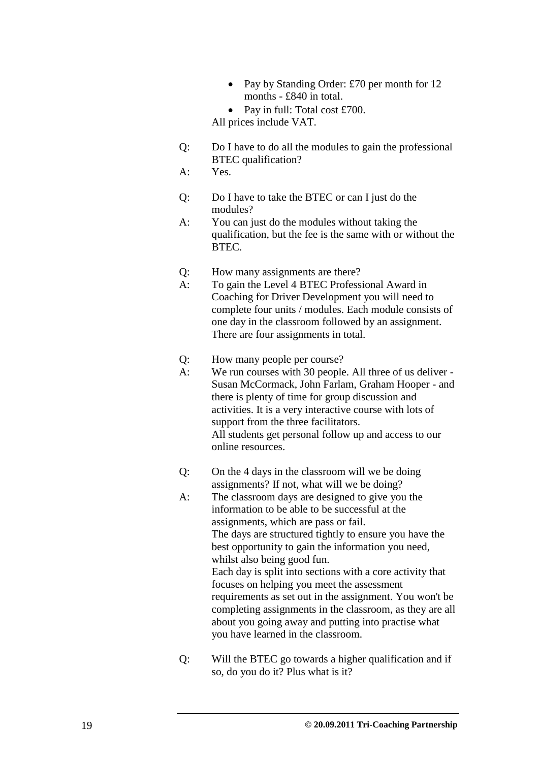- Pay by Standing Order: £70 per month for 12 months - £840 in total.
- Pay in full: Total cost £700.

All prices include VAT.

Q: Do I have to do all the modules to gain the professional BTEC qualification?

A: Yes.

Q: Do I have to take the BTEC or can I just do the modules?

A: You can just do the modules without taking the qualification, but the fee is the same with or without the BTEC.

Q: How many assignments are there?

A: To gain the Level 4 BTEC Professional Award in Coaching for Driver Development you will need to complete four units / modules. Each module consists of one day in the classroom followed by an assignment. There are four assignments in total.

Q: How many people per course?

A: We run courses with 30 people. All three of us deliver - Susan McCormack, John Farlam, Graham Hooper - and there is plenty of time for group discussion and activities. It is a very interactive course with lots of support from the three facilitators.
All students get personal follow up and access to our online resources.

Q: On the 4 days in the classroom will we be doing assignments? If not, what will we be doing?

A: The classroom days are designed to give you the information to be able to be successful at the assignments, which are pass or fail.
The days are structured tightly to ensure you have the best opportunity to gain the information you need, whilst also being good fun.
Each day is split into sections with a core activity that focuses on helping you meet the assessment requirements as set out in the assignment. You won't be completing assignments in the classroom, as they are all about you going away and putting into practise what you have learned in the classroom.

Q: Will the BTEC go towards a higher qualification and if so, do you do it? Plus what is it?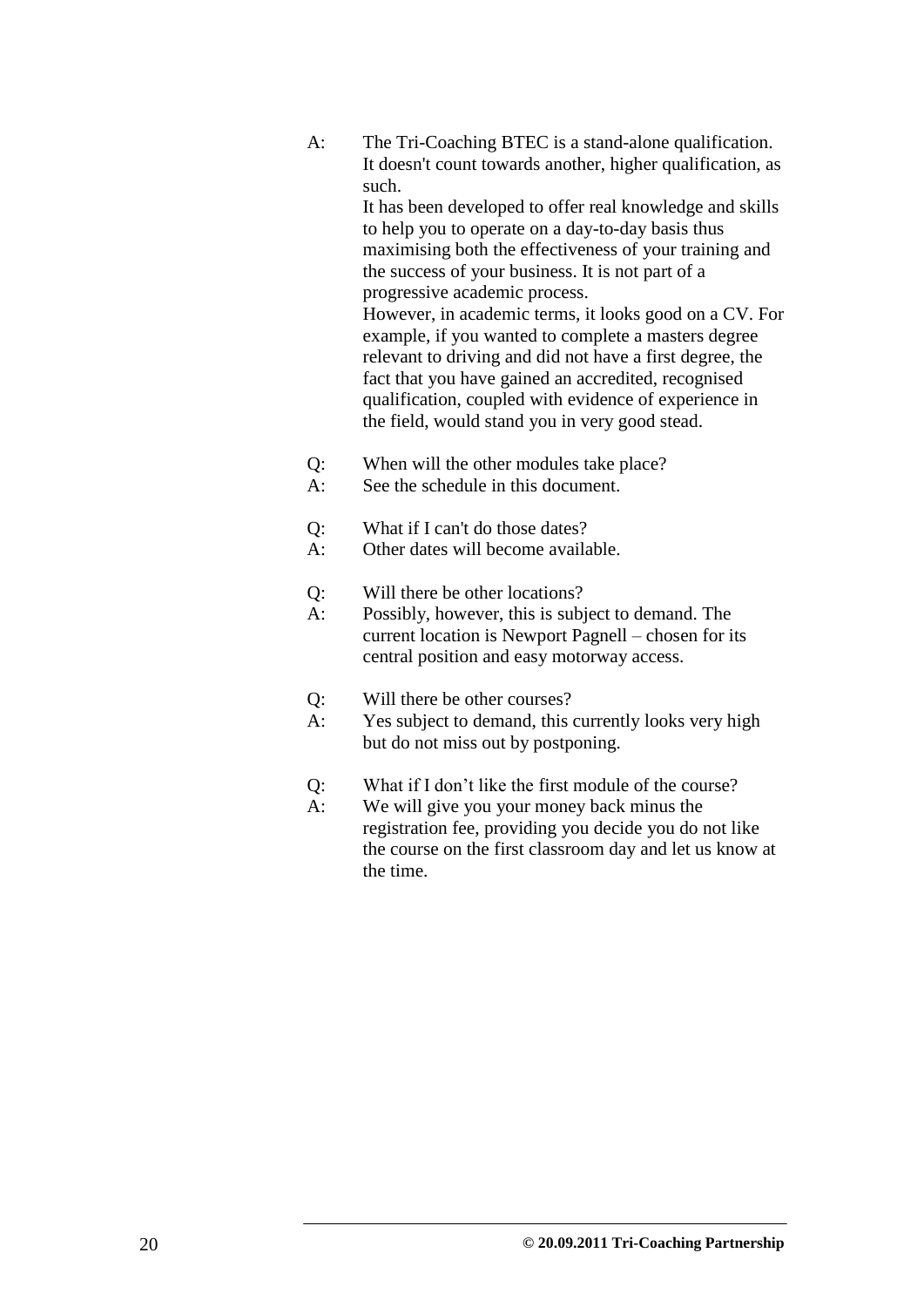A: The Tri-Coaching BTEC is a stand-alone qualification. It doesn't count towards another, higher qualification, as such.

It has been developed to offer real knowledge and skills to help you to operate on a day-to-day basis thus maximising both the effectiveness of your training and the success of your business. It is not part of a progressive academic process.

However, in academic terms, it looks good on a CV. For example, if you wanted to complete a masters degree relevant to driving and did not have a first degree, the fact that you have gained an accredited, recognised qualification, coupled with evidence of experience in the field, would stand you in very good stead.

Q: When will the other modules take place?
A: See the schedule in this document.

Q: What if I can't do those dates?
A: Other dates will become available.

Q: Will there be other locations?
A: Possibly, however, this is subject to demand. The current location is Newport Pagnell – chosen for its central position and easy motorway access.

Q: Will there be other courses?
A: Yes subject to demand, this currently looks very high but do not miss out by postponing.

Q: What if I don't like the first module of the course?
A: We will give you your money back minus the registration fee, providing you decide you do not like the course on the first classroom day and let us know at the time.